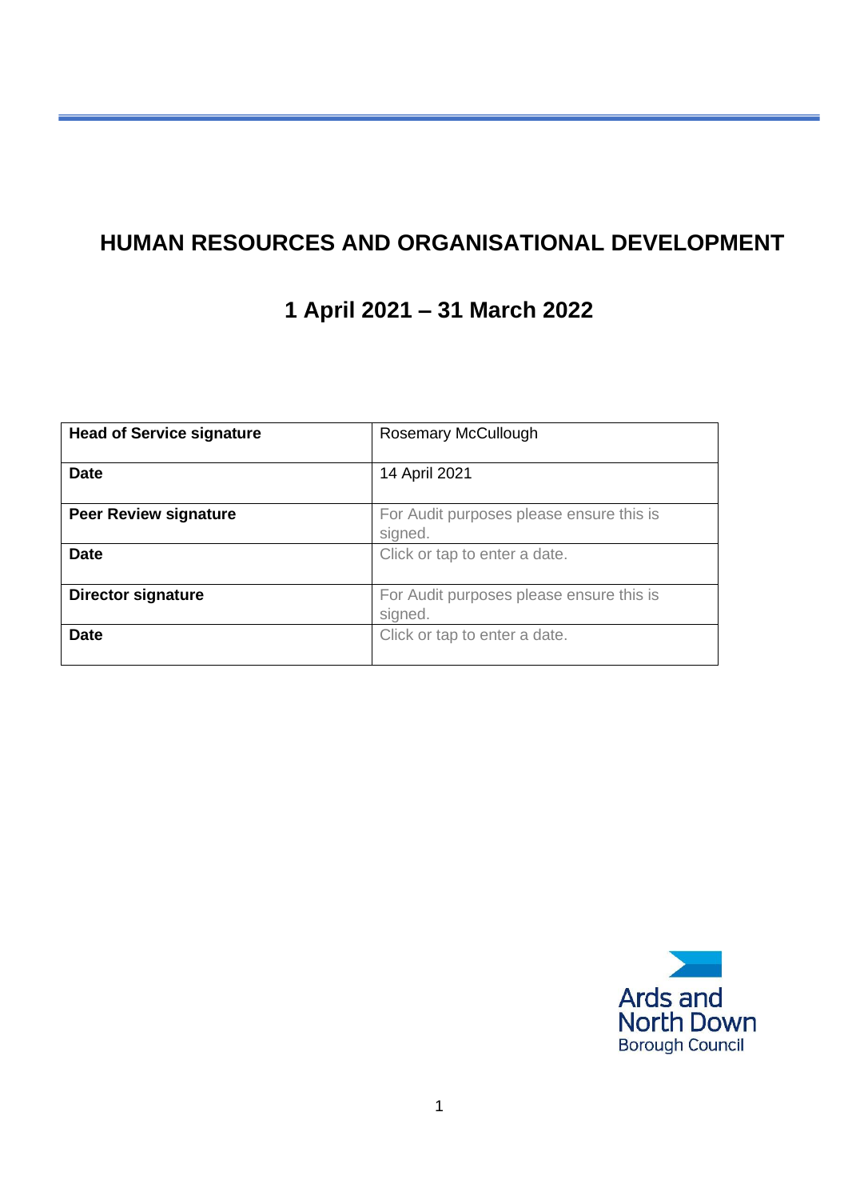# HUMAN RESOURCES AND ORGANISATIONAL DEVELOPMENT

## 1 April 2021 – 31 March 2022

| | |
|---|---|
| **Head of Service signature** | Rosemary McCullough |
| **Date** | 14 April 2021 |
| **Peer Review signature** | For Audit purposes please ensure this is signed. |
| **Date** | Click or tap to enter a date. |
| **Director signature** | For Audit purposes please ensure this is signed. |
| **Date** | Click or tap to enter a date. |

Ards and North Down Borough Council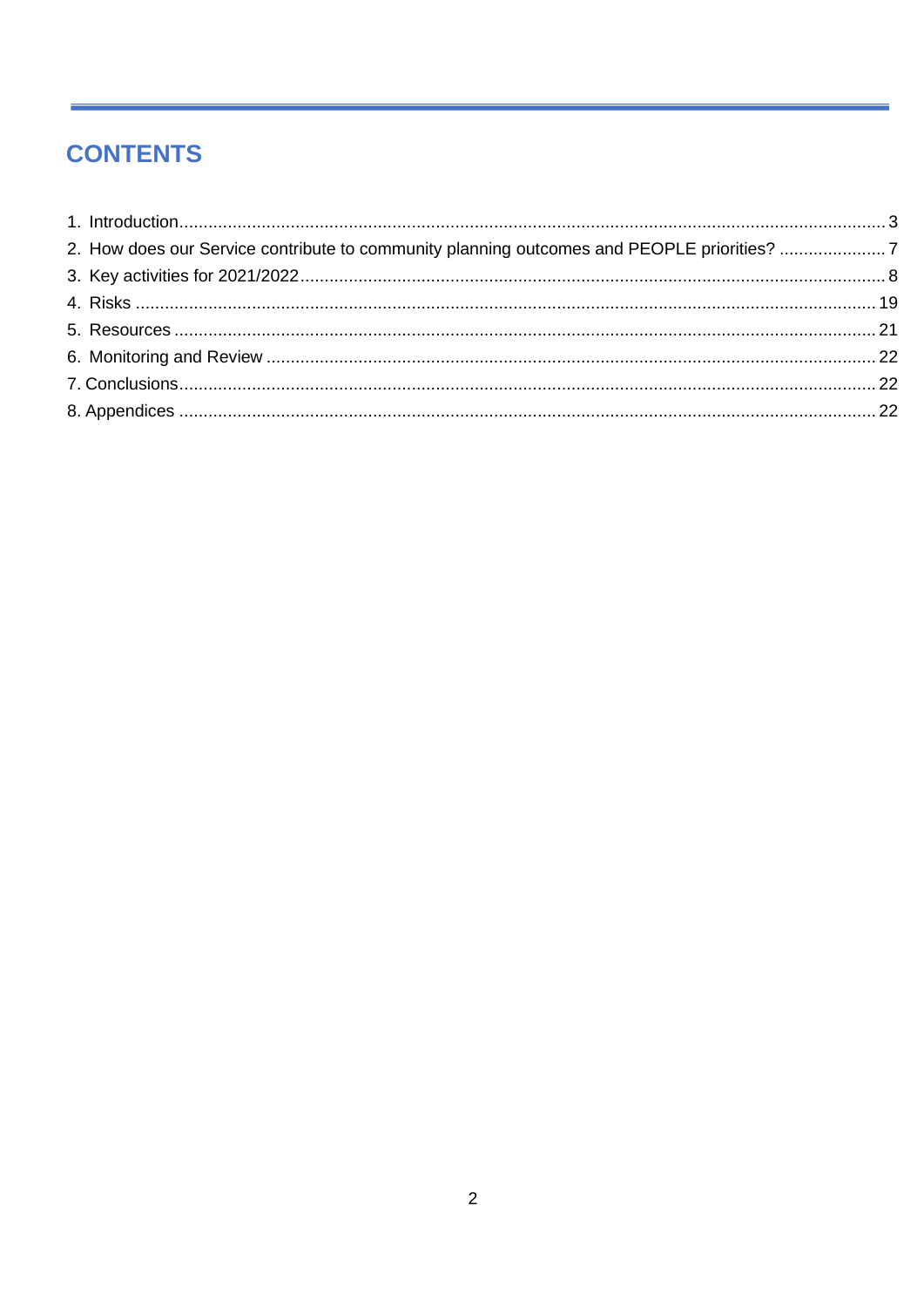# CONTENTS

1. Introduction .......... 3
2. How does our Service contribute to community planning outcomes and PEOPLE priorities? .......... 7
3. Key activities for 2021/2022 .......... 8
4. Risks .......... 19
5. Resources .......... 21
6. Monitoring and Review .......... 22
7. Conclusions .......... 22
8. Appendices .......... 22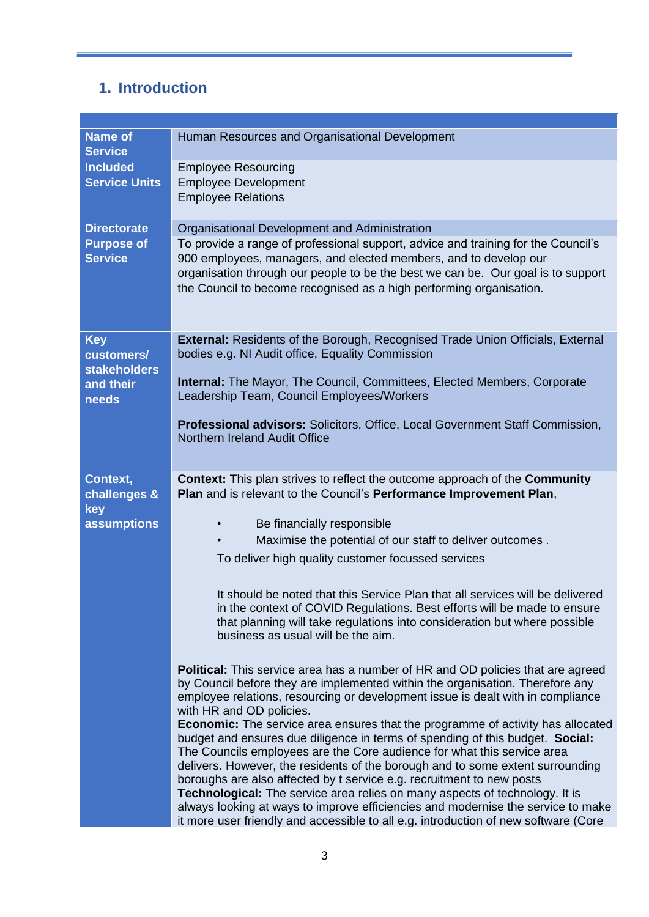## 1. Introduction

| | |
|---|---|
| **Name of Service** | Human Resources and Organisational Development |
| **Included Service Units** | Employee Resourcing<br>Employee Development<br>Employee Relations |
| **Directorate** | Organisational Development and Administration |
| **Purpose of Service** | To provide a range of professional support, advice and training for the Council's 900 employees, managers, and elected members, and to develop our organisation through our people to be the best we can be. Our goal is to support the Council to become recognised as a high performing organisation. |
| **Key customers/ stakeholders and their needs** | **External:** Residents of the Borough, Recognised Trade Union Officials, External bodies e.g. NI Audit office, Equality Commission<br><br>**Internal:** The Mayor, The Council, Committees, Elected Members, Corporate Leadership Team, Council Employees/Workers<br><br>**Professional advisors:** Solicitors, Office, Local Government Staff Commission, Northern Ireland Audit Office |
| **Context, challenges & key assumptions** | **Context:** This plan strives to reflect the outcome approach of the **Community Plan** and is relevant to the Council's **Performance Improvement Plan**,<br><br>• Be financially responsible<br>• Maximise the potential of our staff to deliver outcomes .<br>To deliver high quality customer focussed services<br><br>It should be noted that this Service Plan that all services will be delivered in the context of COVID Regulations. Best efforts will be made to ensure that planning will take regulations into consideration but where possible business as usual will be the aim.<br><br>**Political:** This service area has a number of HR and OD policies that are agreed by Council before they are implemented within the organisation. Therefore any employee relations, resourcing or development issue is dealt with in compliance with HR and OD policies.<br>**Economic:** The service area ensures that the programme of activity has allocated budget and ensures due diligence in terms of spending of this budget. **Social:** The Councils employees are the Core audience for what this service area delivers. However, the residents of the borough and to some extent surrounding boroughs are also affected by t service e.g. recruitment to new posts<br>**Technological:** The service area relies on many aspects of technology. It is always looking at ways to improve efficiencies and modernise the service to make it more user friendly and accessible to all e.g. introduction of new software (Core |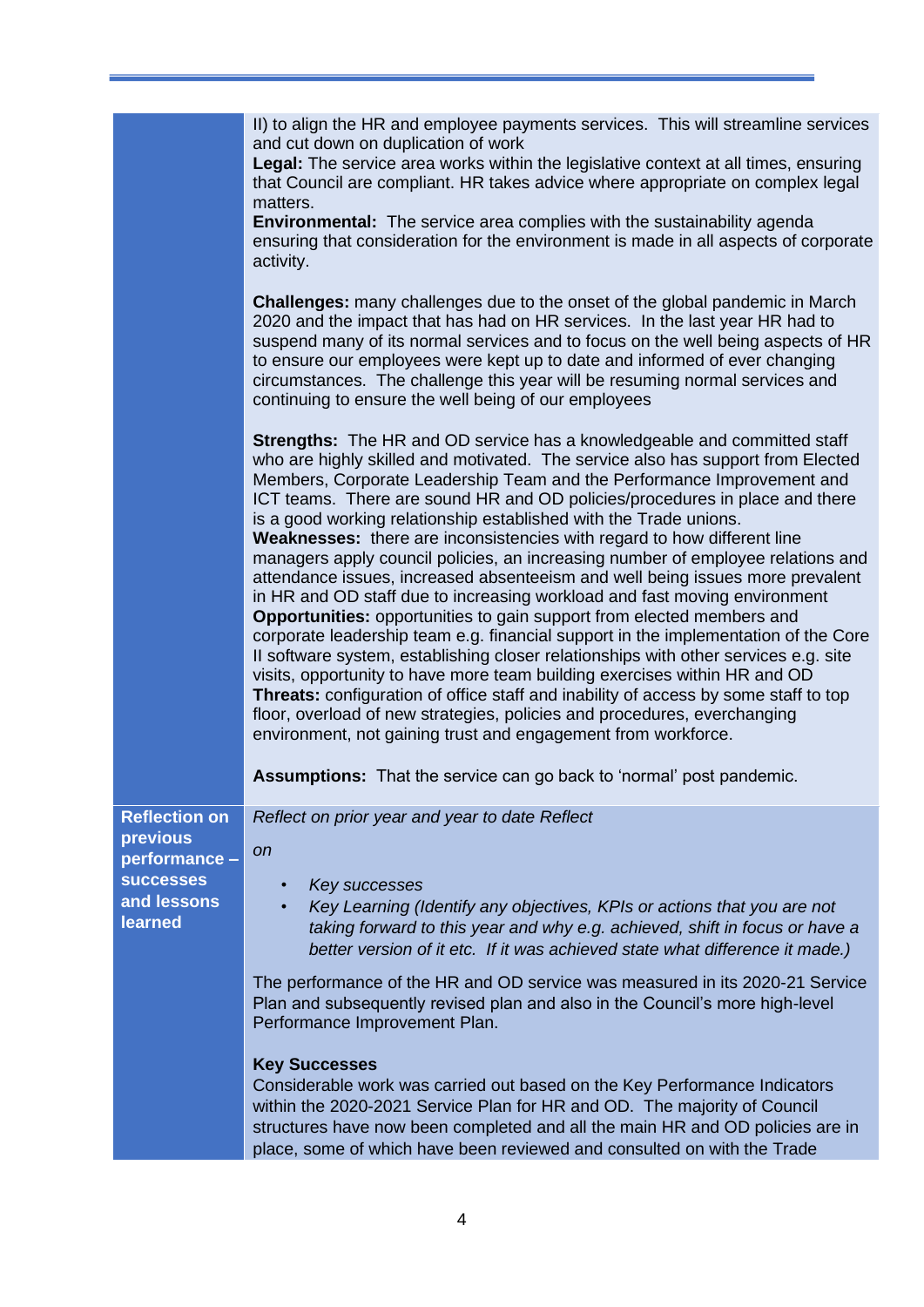| | |
|---|---|
| | II) to align the HR and employee payments services. This will streamline services and cut down on duplication of work<br>**Legal:** The service area works within the legislative context at all times, ensuring that Council are compliant. HR takes advice where appropriate on complex legal matters.<br>**Environmental:** The service area complies with the sustainability agenda ensuring that consideration for the environment is made in all aspects of corporate activity.<br><br>**Challenges:** many challenges due to the onset of the global pandemic in March 2020 and the impact that has had on HR services. In the last year HR had to suspend many of its normal services and to focus on the well being aspects of HR to ensure our employees were kept up to date and informed of ever changing circumstances. The challenge this year will be resuming normal services and continuing to ensure the well being of our employees<br><br>**Strengths:** The HR and OD service has a knowledgeable and committed staff who are highly skilled and motivated. The service also has support from Elected Members, Corporate Leadership Team and the Performance Improvement and ICT teams. There are sound HR and OD policies/procedures in place and there is a good working relationship established with the Trade unions.<br>**Weaknesses:** there are inconsistencies with regard to how different line managers apply council policies, an increasing number of employee relations and attendance issues, increased absenteeism and well being issues more prevalent in HR and OD staff due to increasing workload and fast moving environment<br>**Opportunities:** opportunities to gain support from elected members and corporate leadership team e.g. financial support in the implementation of the Core II software system, establishing closer relationships with other services e.g. site visits, opportunity to have more team building exercises within HR and OD<br>**Threats:** configuration of office staff and inability of access by some staff to top floor, overload of new strategies, policies and procedures, everchanging environment, not gaining trust and engagement from workforce.<br><br>**Assumptions:** That the service can go back to 'normal' post pandemic. |
| **Reflection on previous performance – successes and lessons learned** | *Reflect on prior year and year to date Reflect*<br><br>*on*<br><br>• *Key successes*<br>• *Key Learning (Identify any objectives, KPIs or actions that you are not taking forward to this year and why e.g. achieved, shift in focus or have a better version of it etc. If it was achieved state what difference it made.)*<br><br>The performance of the HR and OD service was measured in its 2020-21 Service Plan and subsequently revised plan and also in the Council's more high-level Performance Improvement Plan.<br><br>**Key Successes**<br>Considerable work was carried out based on the Key Performance Indicators within the 2020-2021 Service Plan for HR and OD. The majority of Council structures have now been completed and all the main HR and OD policies are in place, some of which have been reviewed and consulted on with the Trade |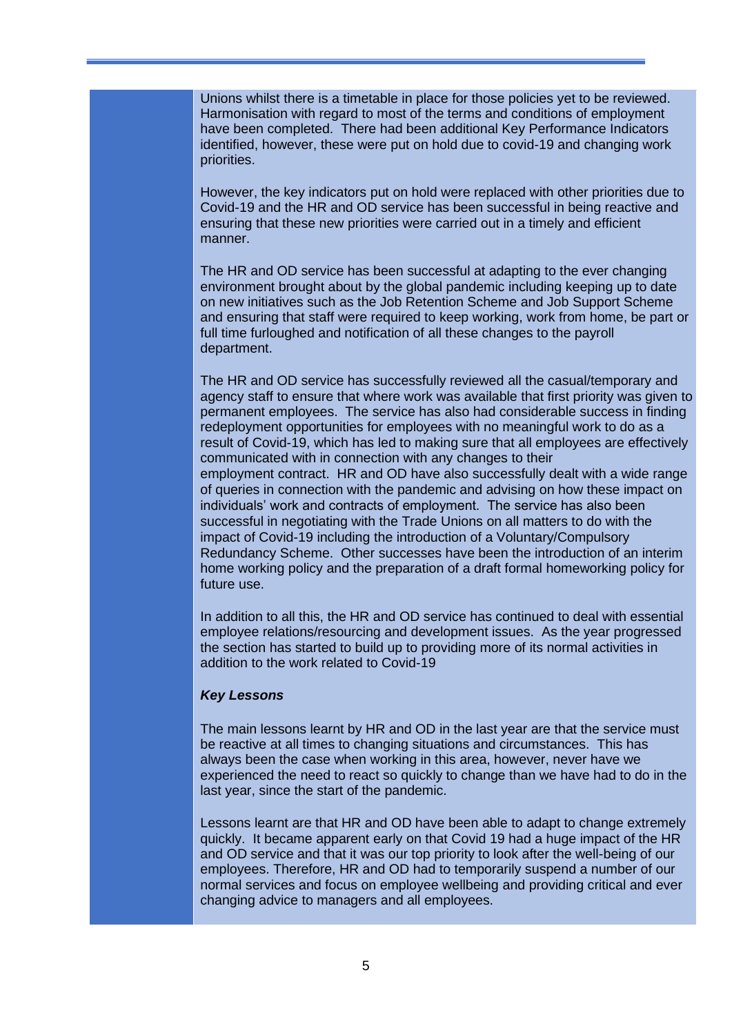Unions whilst there is a timetable in place for those policies yet to be reviewed. Harmonisation with regard to most of the terms and conditions of employment have been completed. There had been additional Key Performance Indicators identified, however, these were put on hold due to covid-19 and changing work priorities.

However, the key indicators put on hold were replaced with other priorities due to Covid-19 and the HR and OD service has been successful in being reactive and ensuring that these new priorities were carried out in a timely and efficient manner.

The HR and OD service has been successful at adapting to the ever changing environment brought about by the global pandemic including keeping up to date on new initiatives such as the Job Retention Scheme and Job Support Scheme and ensuring that staff were required to keep working, work from home, be part or full time furloughed and notification of all these changes to the payroll department.

The HR and OD service has successfully reviewed all the casual/temporary and agency staff to ensure that where work was available that first priority was given to permanent employees. The service has also had considerable success in finding redeployment opportunities for employees with no meaningful work to do as a result of Covid-19, which has led to making sure that all employees are effectively communicated with in connection with any changes to their employment contract. HR and OD have also successfully dealt with a wide range of queries in connection with the pandemic and advising on how these impact on individuals' work and contracts of employment. The service has also been successful in negotiating with the Trade Unions on all matters to do with the impact of Covid-19 including the introduction of a Voluntary/Compulsory Redundancy Scheme. Other successes have been the introduction of an interim home working policy and the preparation of a draft formal homeworking policy for future use.

In addition to all this, the HR and OD service has continued to deal with essential employee relations/resourcing and development issues. As the year progressed the section has started to build up to providing more of its normal activities in addition to the work related to Covid-19

***Key Lessons***

The main lessons learnt by HR and OD in the last year are that the service must be reactive at all times to changing situations and circumstances. This has always been the case when working in this area, however, never have we experienced the need to react so quickly to change than we have had to do in the last year, since the start of the pandemic.

Lessons learnt are that HR and OD have been able to adapt to change extremely quickly. It became apparent early on that Covid 19 had a huge impact of the HR and OD service and that it was our top priority to look after the well-being of our employees. Therefore, HR and OD had to temporarily suspend a number of our normal services and focus on employee wellbeing and providing critical and ever changing advice to managers and all employees.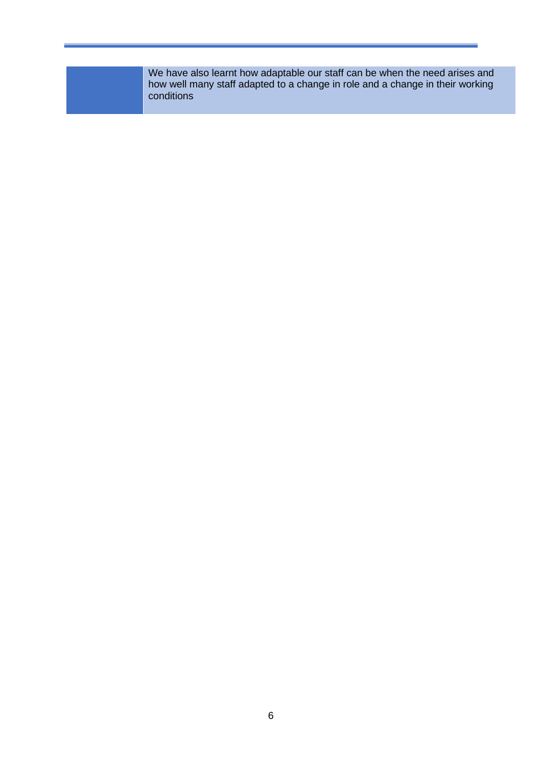| | We have also learnt how adaptable our staff can be when the need arises and how well many staff adapted to a change in role and a change in their working conditions |
|---|---|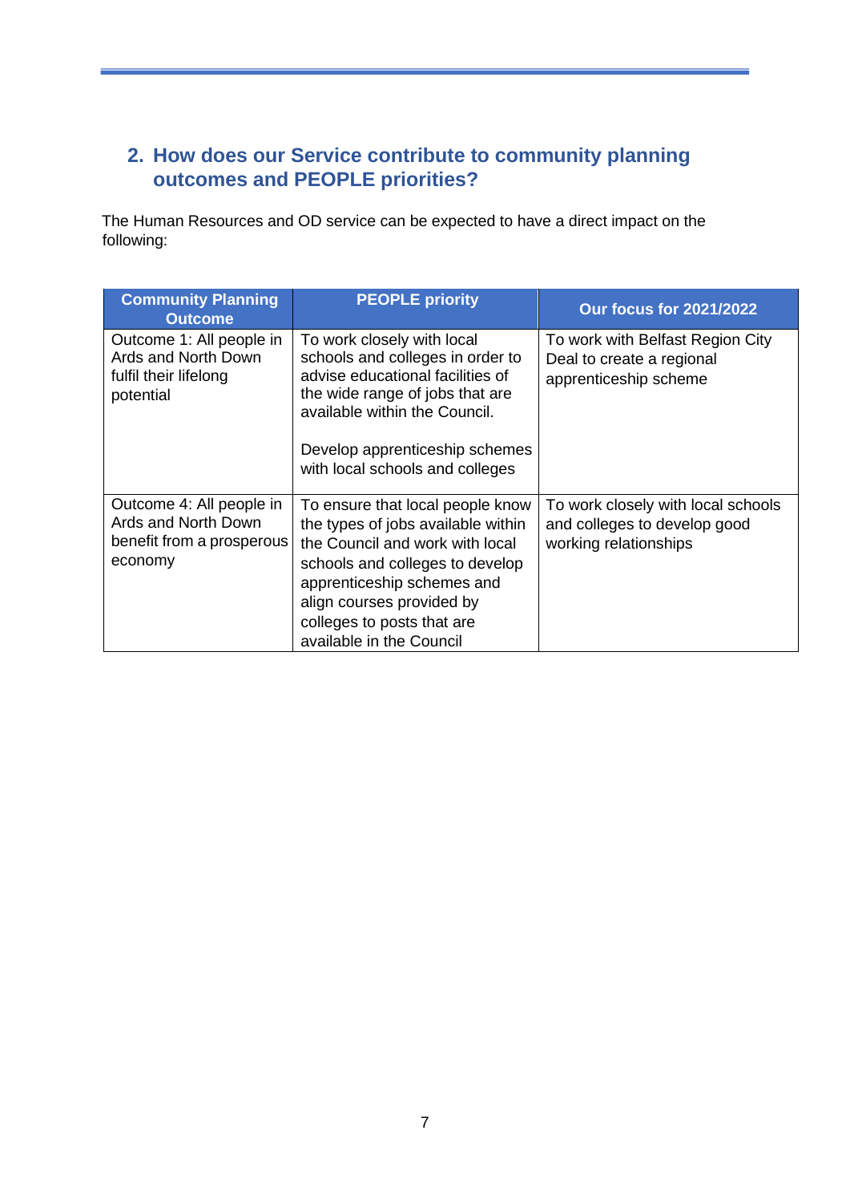## 2. How does our Service contribute to community planning outcomes and PEOPLE priorities?

The Human Resources and OD service can be expected to have a direct impact on the following:

| Community Planning Outcome | PEOPLE priority | Our focus for 2021/2022 |
|---|---|---|
| Outcome 1: All people in Ards and North Down fulfil their lifelong potential | To work closely with local schools and colleges in order to advise educational facilities of the wide range of jobs that are available within the Council.<br><br>Develop apprenticeship schemes with local schools and colleges | To work with Belfast Region City Deal to create a regional apprenticeship scheme |
| Outcome 4: All people in Ards and North Down benefit from a prosperous economy | To ensure that local people know the types of jobs available within the Council and work with local schools and colleges to develop apprenticeship schemes and align courses provided by colleges to posts that are available in the Council | To work closely with local schools and colleges to develop good working relationships |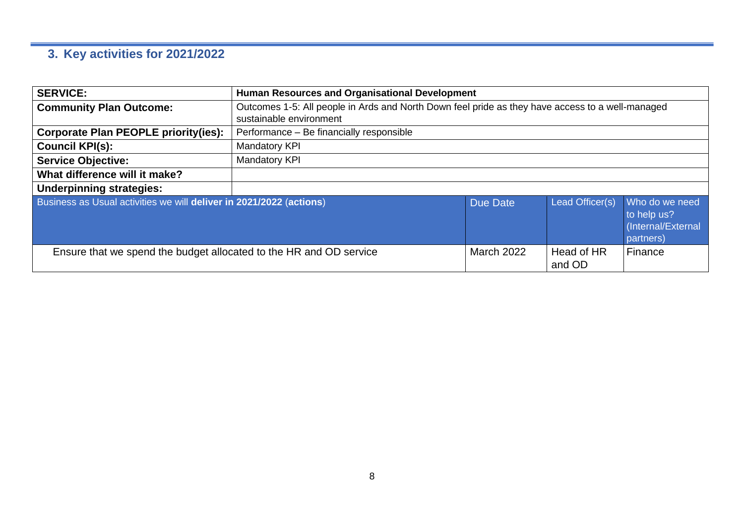## 3. Key activities for 2021/2022

| **SERVICE:** | **Human Resources and Organisational Development** | | | |
|---|---|---|---|---|
| **Community Plan Outcome:** | Outcomes 1-5: All people in Ards and North Down feel pride as they have access to a well-managed sustainable environment | | | |
| **Corporate Plan PEOPLE priority(ies):** | Performance – Be financially responsible | | | |
| **Council KPI(s):** | Mandatory KPI | | | |
| **Service Objective:** | Mandatory KPI | | | |
| **What difference will it make?** | | | | |
| **Underpinning strategies:** | | | | |
| Business as Usual activities we will **deliver in 2021/2022** (**actions**) | | Due Date | Lead Officer(s) | Who do we need to help us? (Internal/External partners) |
| Ensure that we spend the budget allocated to the HR and OD service | | March 2022 | Head of HR and OD | Finance |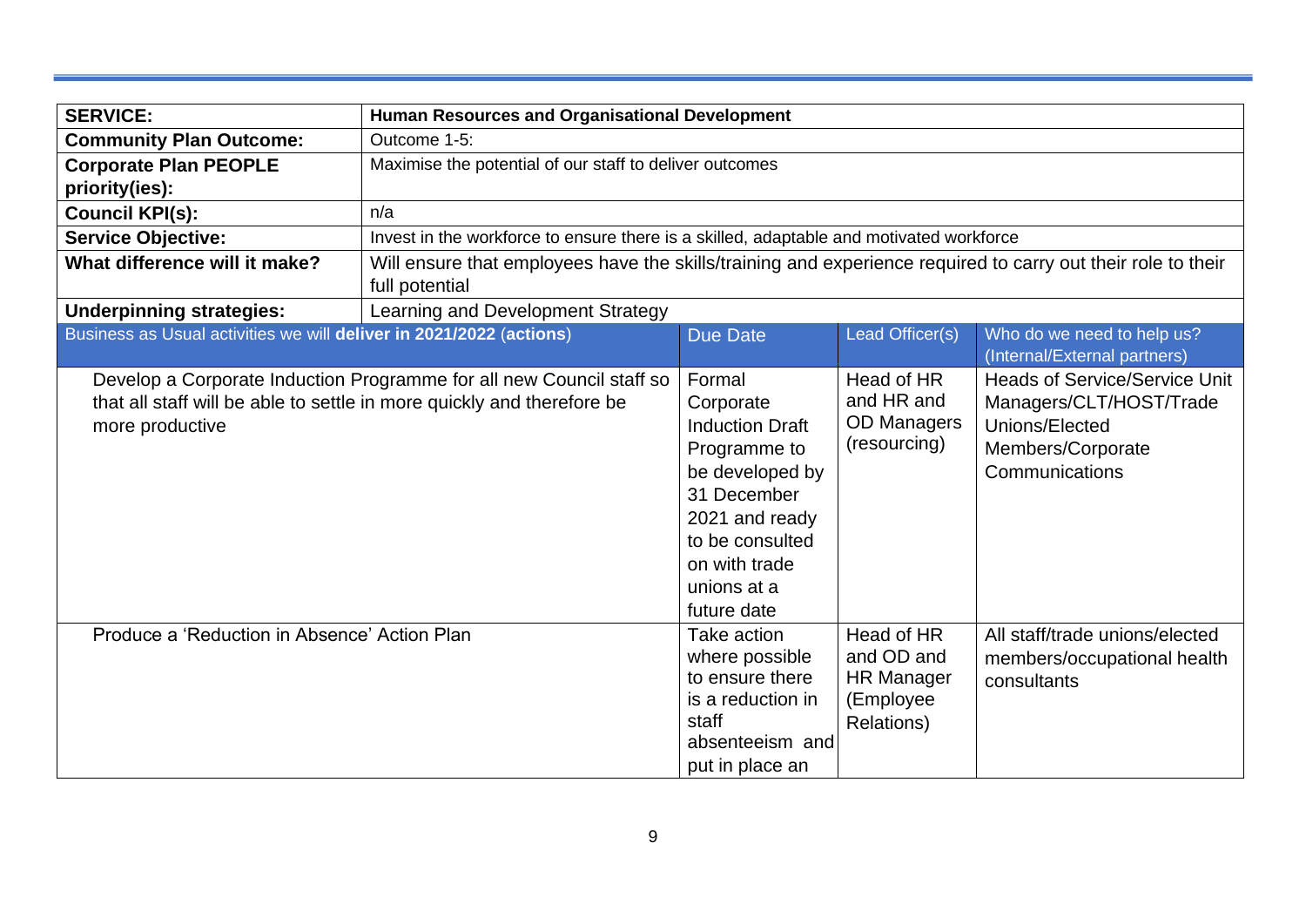| **SERVICE:** | **Human Resources and Organisational Development** | | | |
|---|---|---|---|---|
| **Community Plan Outcome:** | Outcome 1-5: | | | |
| **Corporate Plan PEOPLE priority(ies):** | Maximise the potential of our staff to deliver outcomes | | | |
| **Council KPI(s):** | n/a | | | |
| **Service Objective:** | Invest in the workforce to ensure there is a skilled, adaptable and motivated workforce | | | |
| **What difference will it make?** | Will ensure that employees have the skills/training and experience required to carry out their role to their full potential | | | |
| **Underpinning strategies:** | Learning and Development Strategy | | | |
| Business as Usual activities we will **deliver in 2021/2022** (**actions**) | | Due Date | Lead Officer(s) | Who do we need to help us? (Internal/External partners) |
| Develop a Corporate Induction Programme for all new Council staff so that all staff will be able to settle in more quickly and therefore be more productive | | Formal Corporate Induction Draft Programme to be developed by 31 December 2021 and ready to be consulted on with trade unions at a future date | Head of HR and HR and OD Managers (resourcing) | Heads of Service/Service Unit Managers/CLT/HOST/Trade Unions/Elected Members/Corporate Communications |
| Produce a 'Reduction in Absence' Action Plan | | Take action where possible to ensure there is a reduction in staff absenteeism and put in place an | Head of HR and OD and HR Manager (Employee Relations) | All staff/trade unions/elected members/occupational health consultants |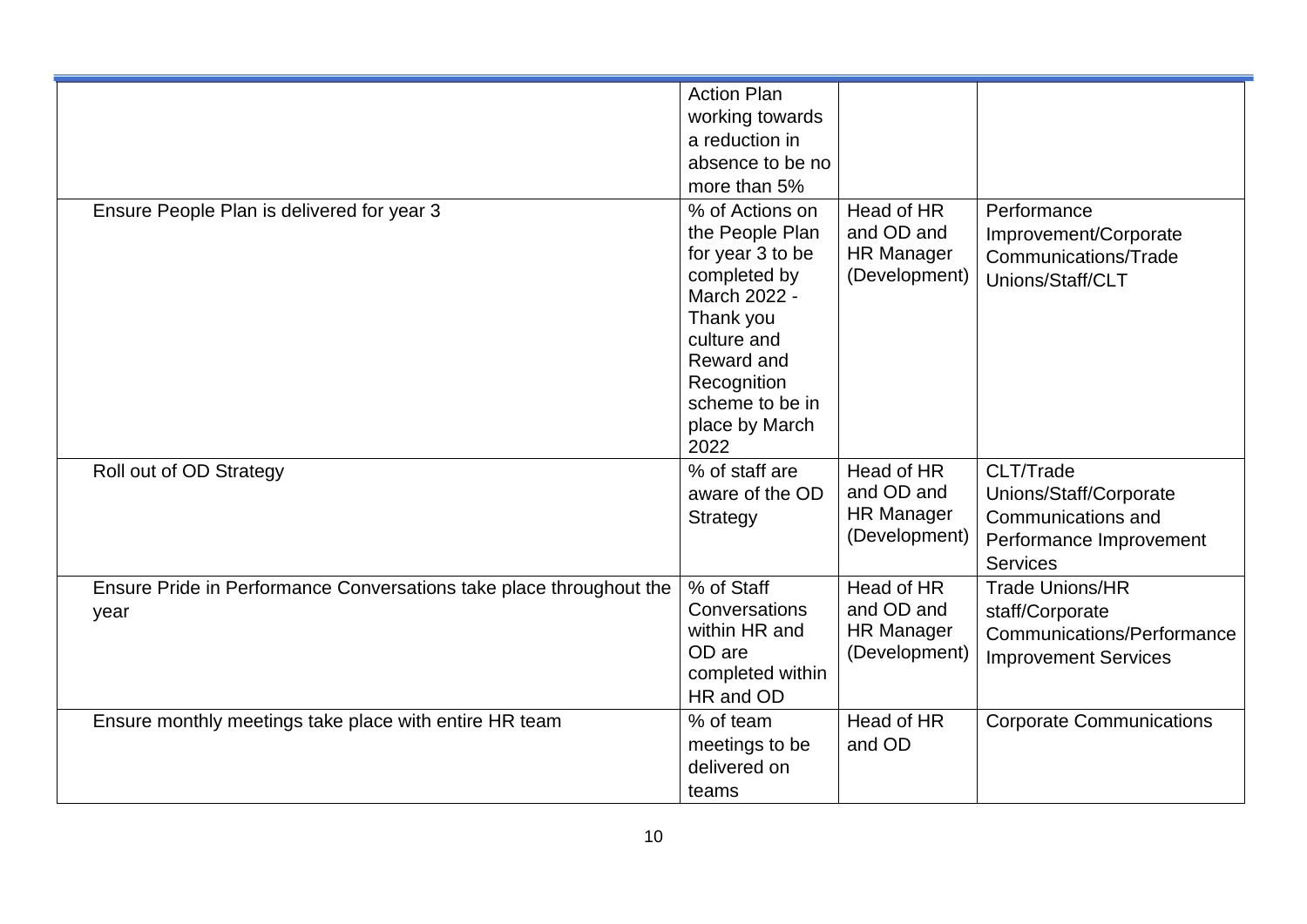| | | | |
|---|---|---|---|
| | Action Plan working towards a reduction in absence to be no more than 5% | | |
| Ensure People Plan is delivered for year 3 | % of Actions on the People Plan for year 3 to be completed by March 2022 - Thank you culture and Reward and Recognition scheme to be in place by March 2022 | Head of HR and OD and HR Manager (Development) | Performance Improvement/Corporate Communications/Trade Unions/Staff/CLT |
| Roll out of OD Strategy | % of staff are aware of the OD Strategy | Head of HR and OD and HR Manager (Development) | CLT/Trade Unions/Staff/Corporate Communications and Performance Improvement Services |
| Ensure Pride in Performance Conversations take place throughout the year | % of Staff Conversations within HR and OD are completed within HR and OD | Head of HR and OD and HR Manager (Development) | Trade Unions/HR staff/Corporate Communications/Performance Improvement Services |
| Ensure monthly meetings take place with entire HR team | % of team meetings to be delivered on teams | Head of HR and OD | Corporate Communications |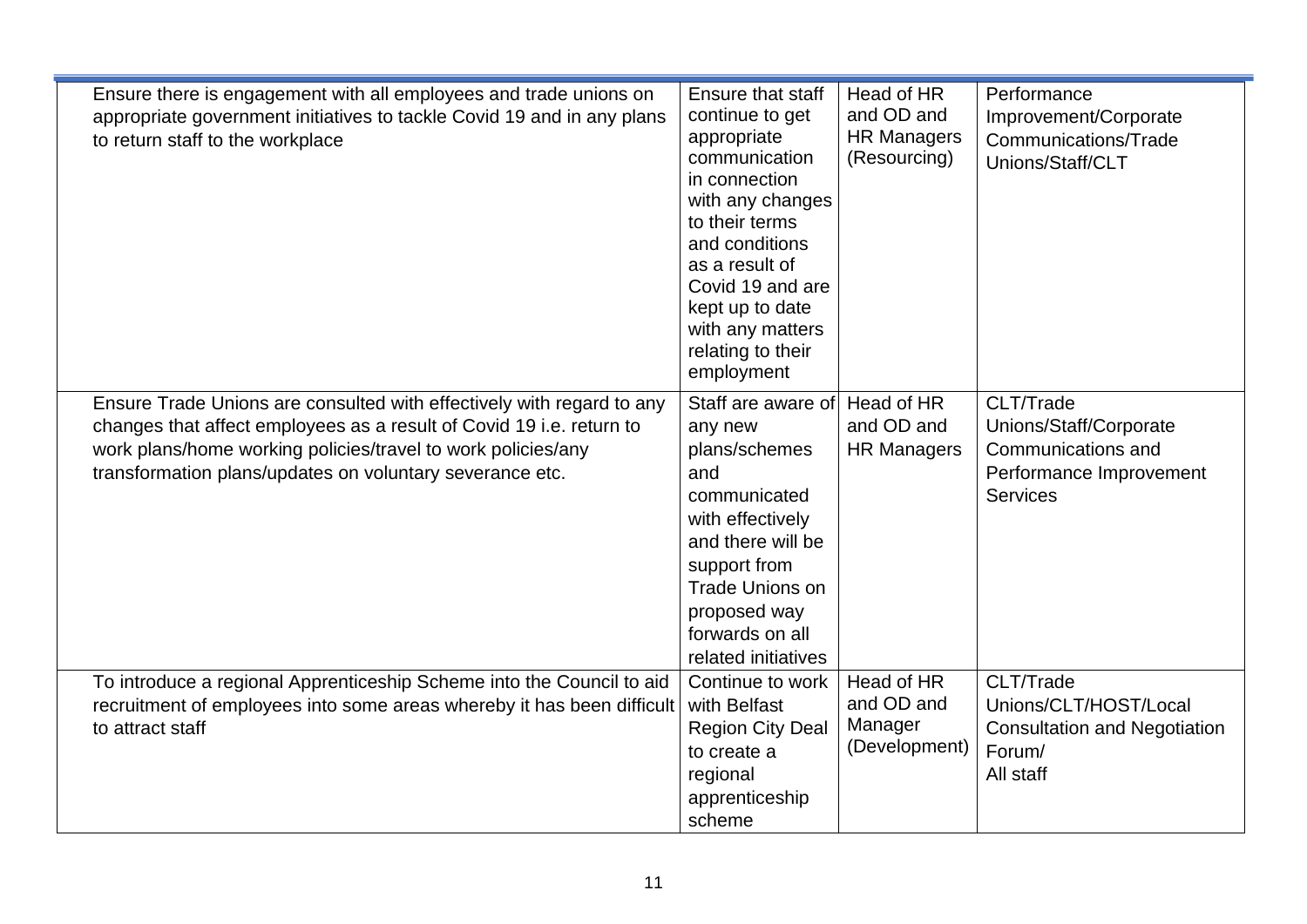| | | | |
|---|---|---|---|
| Ensure there is engagement with all employees and trade unions on appropriate government initiatives to tackle Covid 19 and in any plans to return staff to the workplace | Ensure that staff continue to get appropriate communication in connection with any changes to their terms and conditions as a result of Covid 19 and are kept up to date with any matters relating to their employment | Head of HR and OD and HR Managers (Resourcing) | Performance Improvement/Corporate Communications/Trade Unions/Staff/CLT |
| Ensure Trade Unions are consulted with effectively with regard to any changes that affect employees as a result of Covid 19 i.e. return to work plans/home working policies/travel to work policies/any transformation plans/updates on voluntary severance etc. | Staff are aware of any new plans/schemes and communicated with effectively and there will be support from Trade Unions on proposed way forwards on all related initiatives | Head of HR and OD and HR Managers | CLT/Trade Unions/Staff/Corporate Communications and Performance Improvement Services |
| To introduce a regional Apprenticeship Scheme into the Council to aid recruitment of employees into some areas whereby it has been difficult to attract staff | Continue to work with Belfast Region City Deal to create a regional apprenticeship scheme | Head of HR and OD and Manager (Development) | CLT/Trade Unions/CLT/HOST/Local Consultation and Negotiation Forum/ All staff |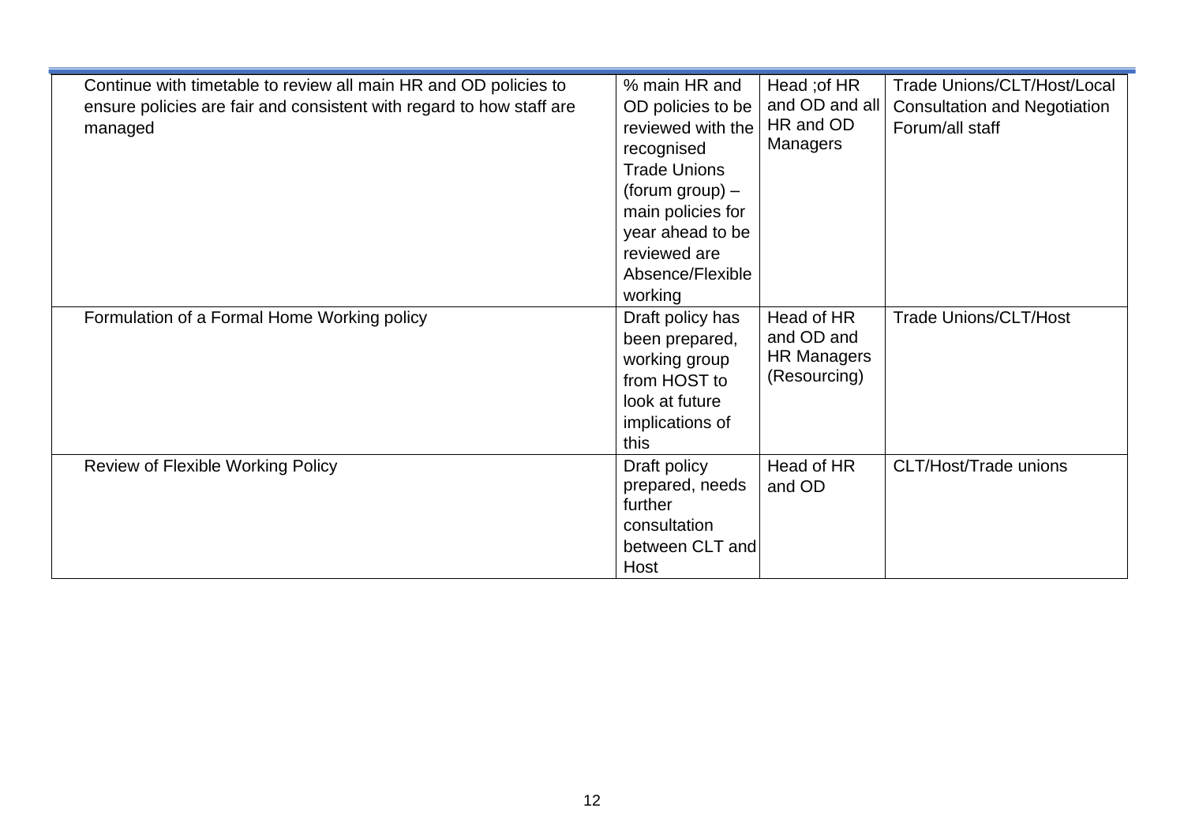| | | | |
|---|---|---|---|
| Continue with timetable to review all main HR and OD policies to ensure policies are fair and consistent with regard to how staff are managed | % main HR and OD policies to be reviewed with the recognised Trade Unions (forum group) – main policies for year ahead to be reviewed are Absence/Flexible working | Head ;of HR and OD and all HR and OD Managers | Trade Unions/CLT/Host/Local Consultation and Negotiation Forum/all staff |
| Formulation of a Formal Home Working policy | Draft policy has been prepared, working group from HOST to look at future implications of this | Head of HR and OD and HR Managers (Resourcing) | Trade Unions/CLT/Host |
| Review of Flexible Working Policy | Draft policy prepared, needs further consultation between CLT and Host | Head of HR and OD | CLT/Host/Trade unions |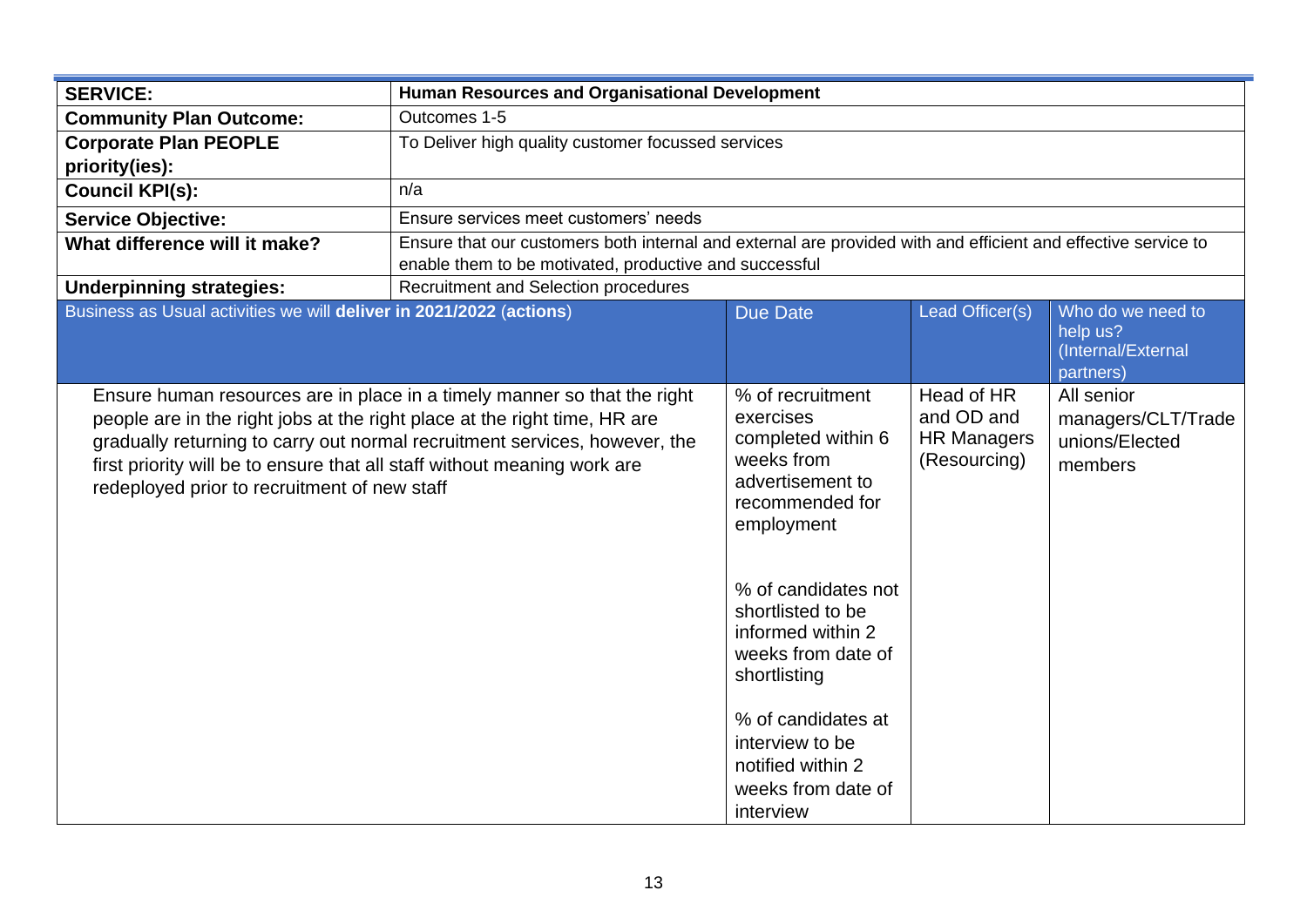| SERVICE: | Human Resources and Organisational Development | | |
|---|---|---|---|
| Community Plan Outcome: | Outcomes 1-5 | | |
| Corporate Plan PEOPLE priority(ies): | To Deliver high quality customer focussed services | | |
| Council KPI(s): | n/a | | |
| Service Objective: | Ensure services meet customers' needs | | |
| What difference will it make? | Ensure that our customers both internal and external are provided with and efficient and effective service to enable them to be motivated, productive and successful | | |
| Underpinning strategies: | Recruitment and Selection procedures | | |

| Business as Usual activities we will **deliver in 2021/2022** (**actions**) | Due Date | Lead Officer(s) | Who do we need to help us? (Internal/External partners) |
|---|---|---|---|
| Ensure human resources are in place in a timely manner so that the right people are in the right jobs at the right place at the right time, HR are gradually returning to carry out normal recruitment services, however, the first priority will be to ensure that all staff without meaning work are redeployed prior to recruitment of new staff | % of recruitment exercises completed within 6 weeks from advertisement to recommended for employment<br><br>% of candidates not shortlisted to be informed within 2 weeks from date of shortlisting<br><br>% of candidates at interview to be notified within 2 weeks from date of interview | Head of HR and OD and HR Managers (Resourcing) | All senior managers/CLT/Trade unions/Elected members |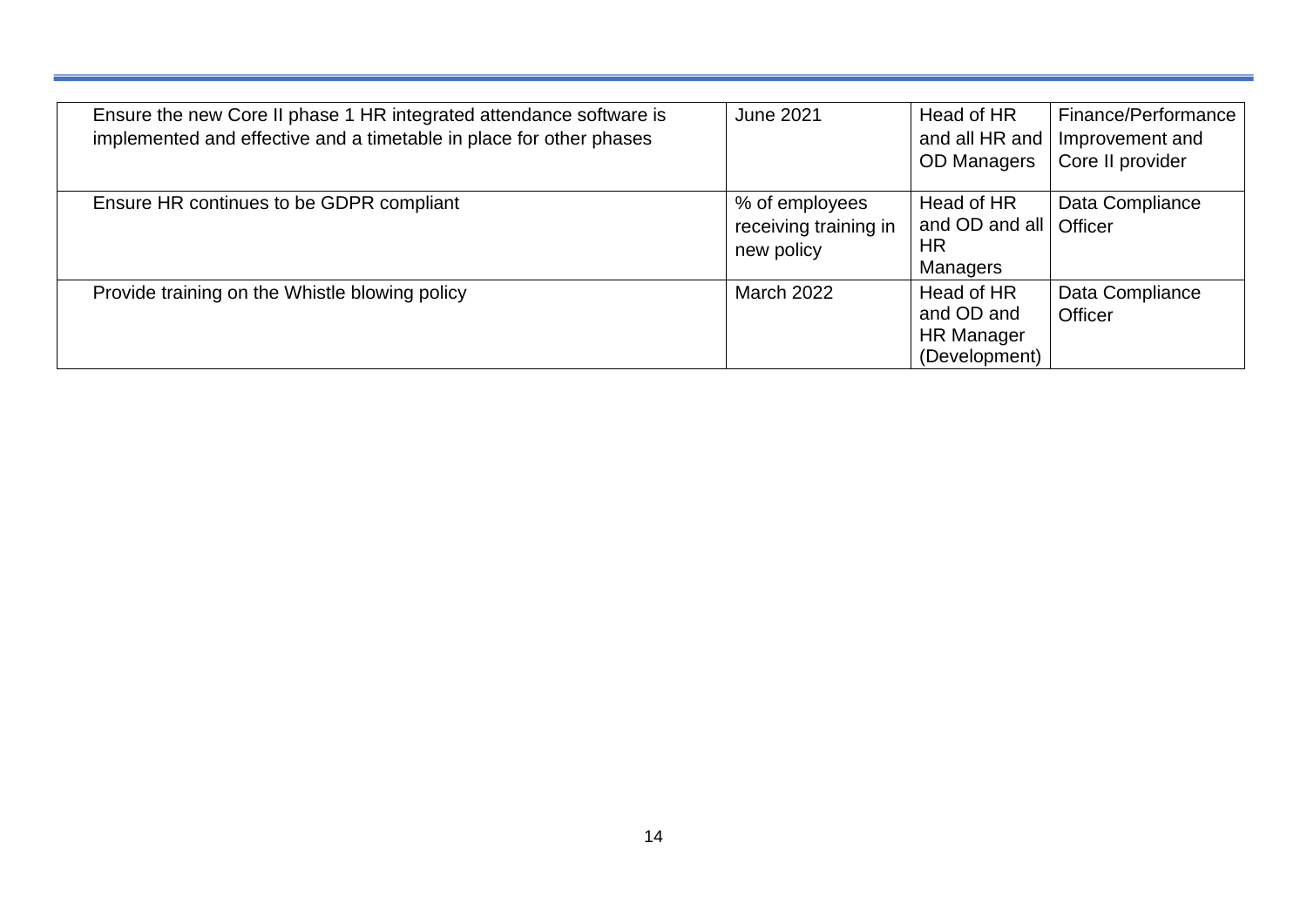| | | | |
|---|---|---|---|
| Ensure the new Core II phase 1 HR integrated attendance software is implemented and effective and a timetable in place for other phases | June 2021 | Head of HR and all HR and OD Managers | Finance/Performance Improvement and Core II provider |
| Ensure HR continues to be GDPR compliant | % of employees receiving training in new policy | Head of HR and OD and all HR Managers | Data Compliance Officer |
| Provide training on the Whistle blowing policy | March 2022 | Head of HR and OD and HR Manager (Development) | Data Compliance Officer |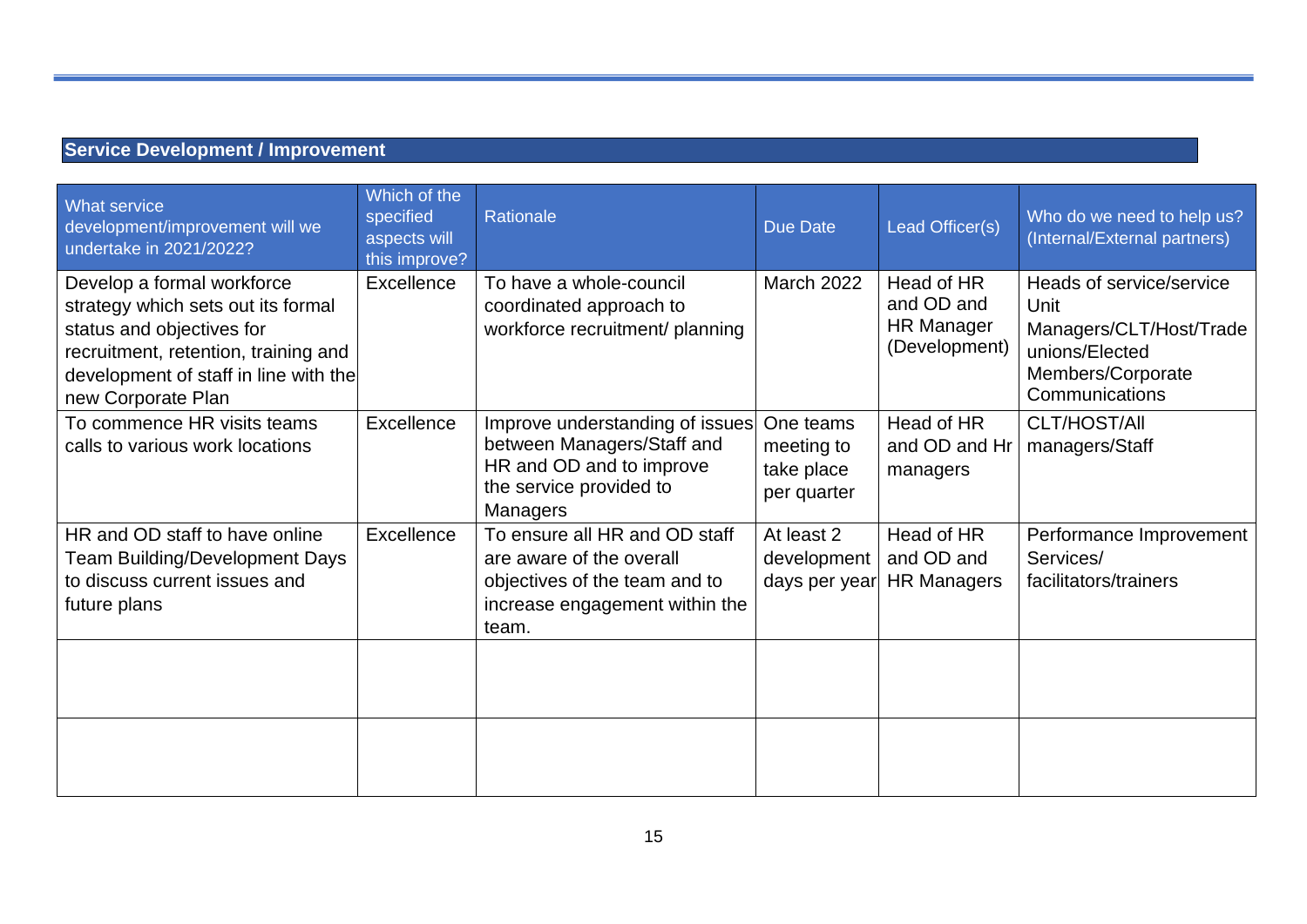## Service Development / Improvement

| What service development/improvement will we undertake in 2021/2022? | Which of the specified aspects will this improve? | Rationale | Due Date | Lead Officer(s) | Who do we need to help us? (Internal/External partners) |
|---|---|---|---|---|---|
| Develop a formal workforce strategy which sets out its formal status and objectives for recruitment, retention, training and development of staff in line with the new Corporate Plan | Excellence | To have a whole-council coordinated approach to workforce recruitment/ planning | March 2022 | Head of HR and OD and HR Manager (Development) | Heads of service/service Unit Managers/CLT/Host/Trade unions/Elected Members/Corporate Communications |
| To commence HR visits teams calls to various work locations | Excellence | Improve understanding of issues between Managers/Staff and HR and OD and to improve the service provided to Managers | One teams meeting to take place per quarter | Head of HR and OD and Hr managers | CLT/HOST/All managers/Staff |
| HR and OD staff to have online Team Building/Development Days to discuss current issues and future plans | Excellence | To ensure all HR and OD staff are aware of the overall objectives of the team and to increase engagement within the team. | At least 2 development days per year | Head of HR and OD and HR Managers | Performance Improvement Services/ facilitators/trainers |
| | | | | | |
| | | | | | |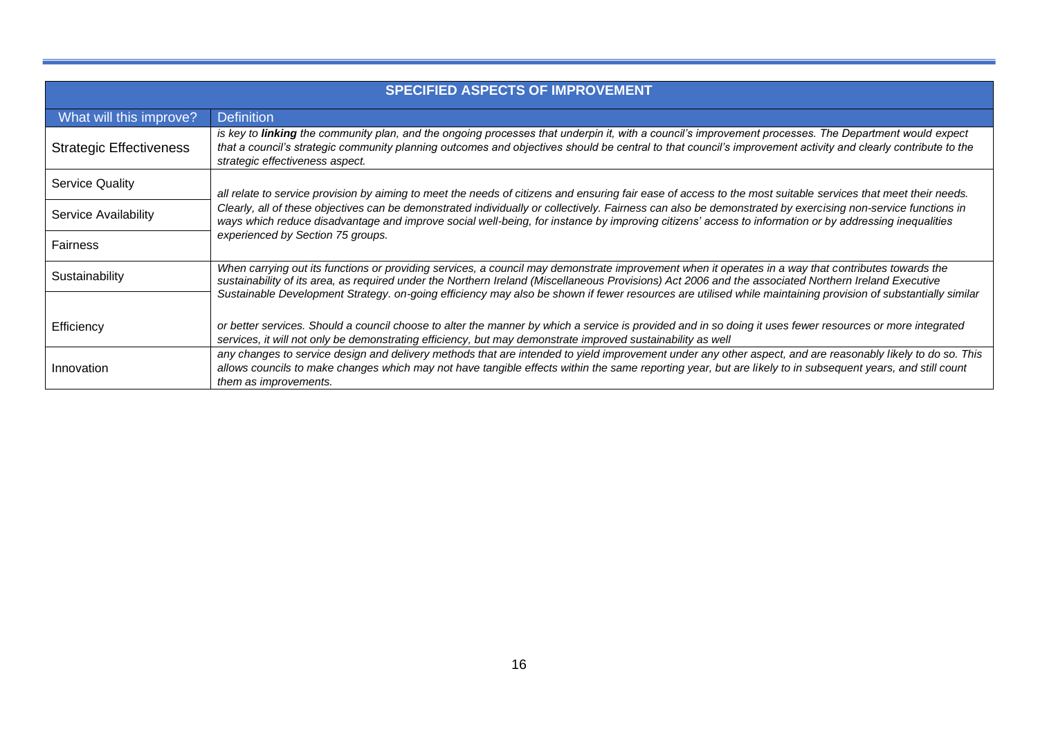| SPECIFIED ASPECTS OF IMPROVEMENT | |
|---|---|
| What will this improve? | Definition |
| Strategic Effectiveness | *is key to **linking** the community plan, and the ongoing processes that underpin it, with a council's improvement processes. The Department would expect that a council's strategic community planning outcomes and objectives should be central to that council's improvement activity and clearly contribute to the strategic effectiveness aspect.* |
| Service Quality | *all relate to service provision by aiming to meet the needs of citizens and ensuring fair ease of access to the most suitable services that meet their needs. Clearly, all of these objectives can be demonstrated individually or collectively. Fairness can also be demonstrated by exercising non-service functions in ways which reduce disadvantage and improve social well-being, for instance by improving citizens' access to information or by addressing inequalities experienced by Section 75 groups.* |
| Service Availability | |
| Fairness | |
| Sustainability | *When carrying out its functions or providing services, a council may demonstrate improvement when it operates in a way that contributes towards the sustainability of its area, as required under the Northern Ireland (Miscellaneous Provisions) Act 2006 and the associated Northern Ireland Executive Sustainable Development Strategy. on-going efficiency may also be shown if fewer resources are utilised while maintaining provision of substantially similar or better services. Should a council choose to alter the manner by which a service is provided and in so doing it uses fewer resources or more integrated services, it will not only be demonstrating efficiency, but may demonstrate improved sustainability as well* |
| Efficiency | |
| Innovation | *any changes to service design and delivery methods that are intended to yield improvement under any other aspect, and are reasonably likely to do so. This allows councils to make changes which may not have tangible effects within the same reporting year, but are likely to in subsequent years, and still count them as improvements.* |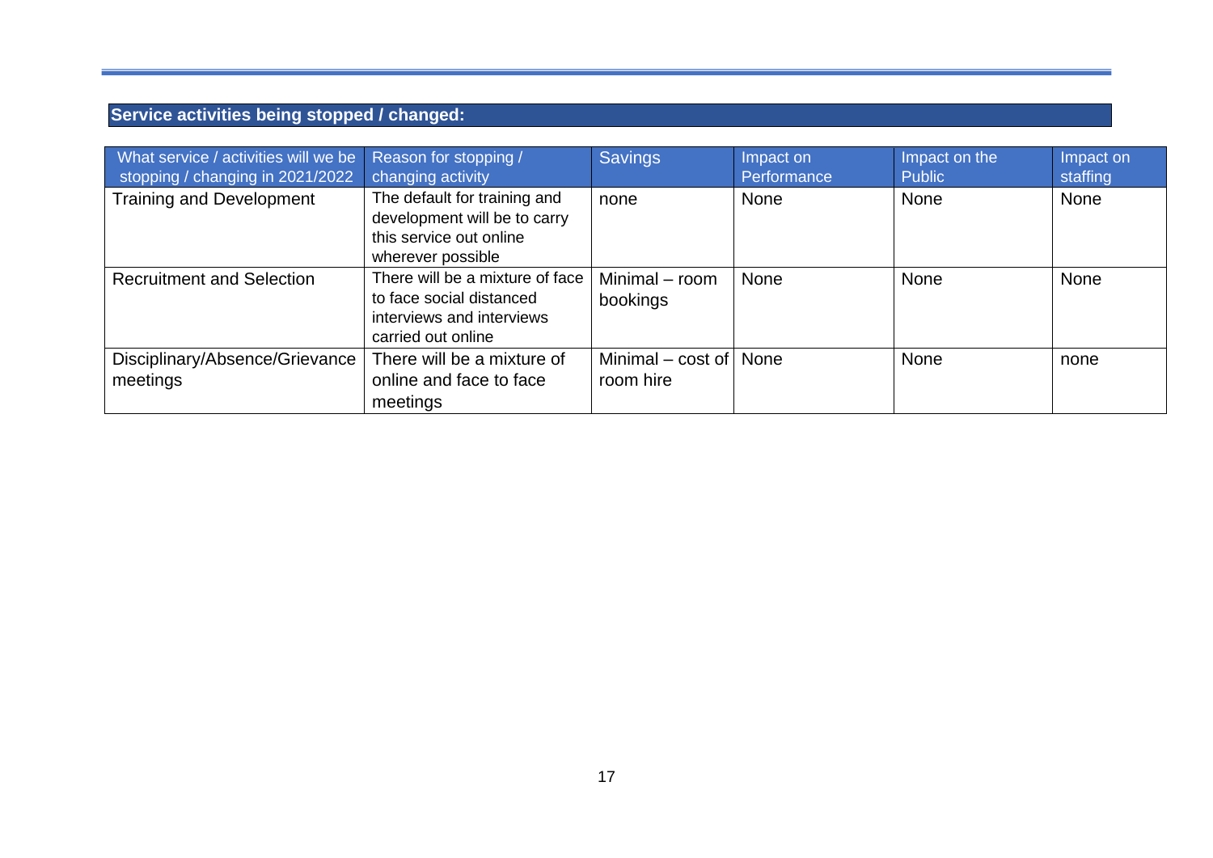## Service activities being stopped / changed:

| What service / activities will we be stopping / changing in 2021/2022 | Reason for stopping / changing activity | Savings | Impact on Performance | Impact on the Public | Impact on staffing |
|---|---|---|---|---|---|
| Training and Development | The default for training and development will be to carry this service out online wherever possible | none | None | None | None |
| Recruitment and Selection | There will be a mixture of face to face social distanced interviews and interviews carried out online | Minimal – room bookings | None | None | None |
| Disciplinary/Absence/Grievance meetings | There will be a mixture of online and face to face meetings | Minimal – cost of room hire | None | None | none |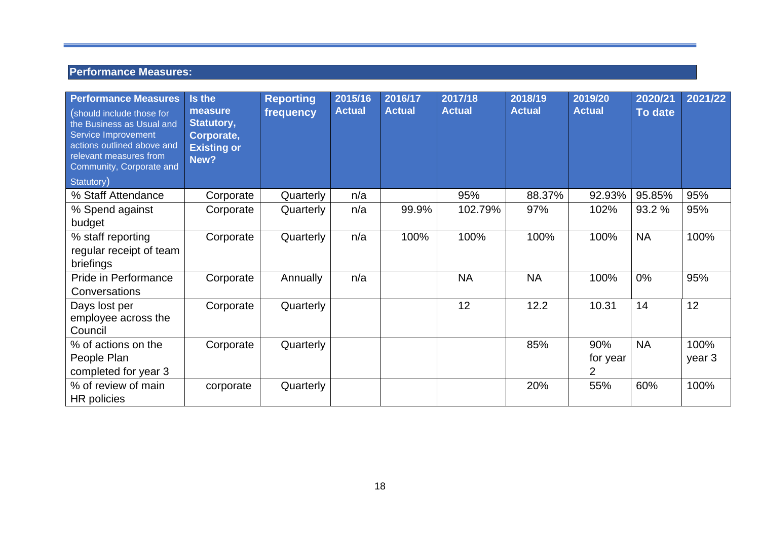## Performance Measures:

| Performance Measures (should include those for the Business as Usual and Service Improvement actions outlined above and relevant measures from Community, Corporate and Statutory) | Is the measure Statutory, Corporate, Existing or New? | Reporting frequency | 2015/16 Actual | 2016/17 Actual | 2017/18 Actual | 2018/19 Actual | 2019/20 Actual | 2020/21 To date | 2021/22 |
|---|---|---|---|---|---|---|---|---|---|
| % Staff Attendance | Corporate | Quarterly | n/a | | 95% | 88.37% | 92.93% | 95.85% | 95% |
| % Spend against budget | Corporate | Quarterly | n/a | 99.9% | 102.79% | 97% | 102% | 93.2 % | 95% |
| % staff reporting regular receipt of team briefings | Corporate | Quarterly | n/a | 100% | 100% | 100% | 100% | NA | 100% |
| Pride in Performance Conversations | Corporate | Annually | n/a | | NA | NA | 100% | 0% | 95% |
| Days lost per employee across the Council | Corporate | Quarterly | | | 12 | 12.2 | 10.31 | 14 | 12 |
| % of actions on the People Plan completed for year 3 | Corporate | Quarterly | | | | 85% | 90% for year 2 | NA | 100% year 3 |
| % of review of main HR policies | corporate | Quarterly | | | | 20% | 55% | 60% | 100% |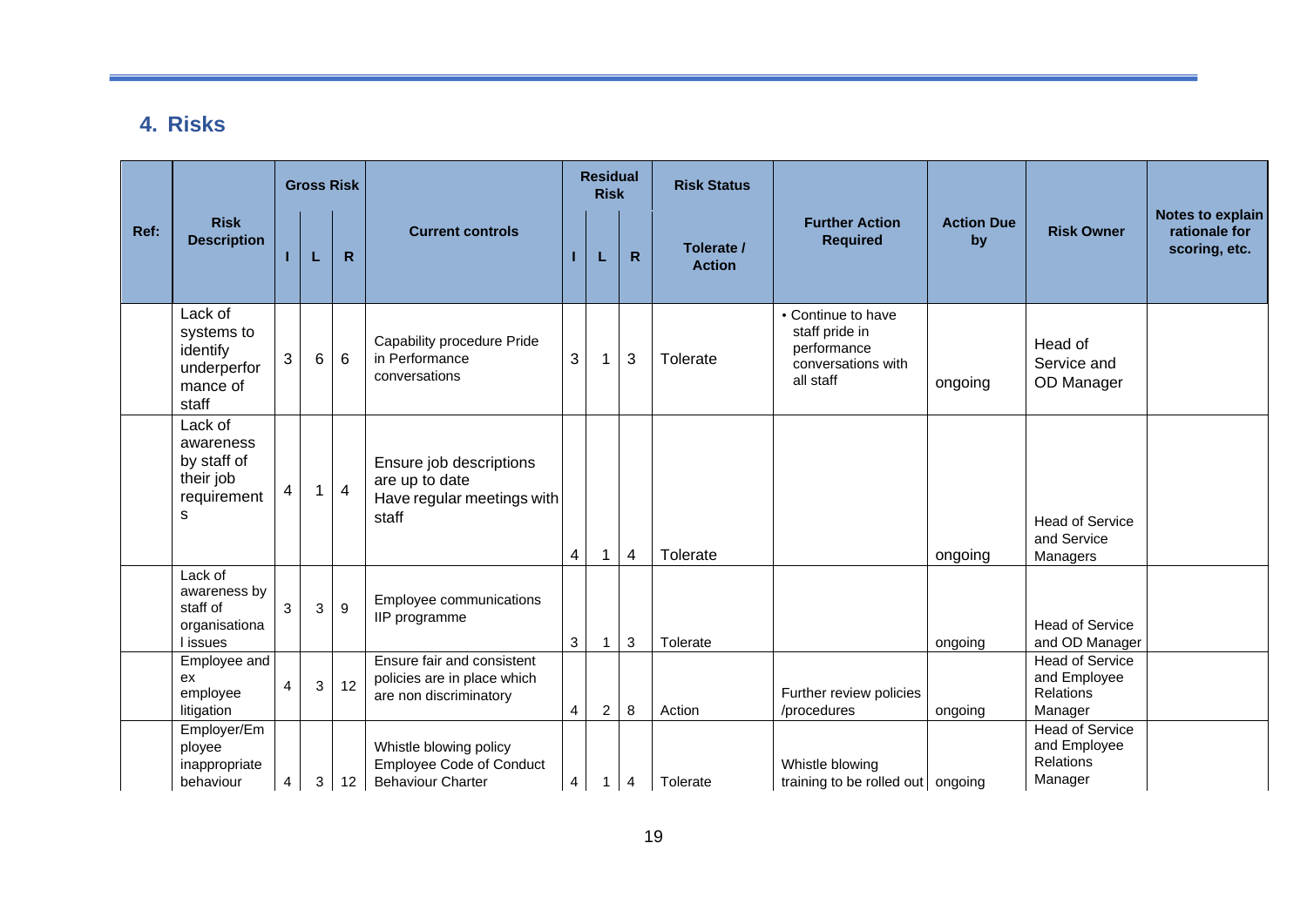## 4. Risks

| Ref: | Risk Description | Gross Risk | | | Current controls | Residual Risk | | | Risk Status | Further Action Required | Action Due by | Risk Owner | Notes to explain rationale for scoring, etc. |
|---|---|---|---|---|---|---|---|---|---|---|---|---|---|
| | | I | L | R | | I | L | R | Tolerate / Action | | | | |
| | Lack of systems to identify underperformance of staff | 3 | 6 | 6 | Capability procedure Pride in Performance conversations | 3 | 1 | 3 | Tolerate | • Continue to have staff pride in performance conversations with all staff | ongoing | Head of Service and OD Manager | |
| | Lack of awareness by staff of their job requirements | 4 | 1 | 4 | Ensure job descriptions are up to date<br>Have regular meetings with staff | 4 | 1 | 4 | Tolerate | | ongoing | Head of Service and Service Managers | |
| | Lack of awareness by staff of organisational issues | 3 | 3 | 9 | Employee communications<br>IIP programme | 3 | 1 | 3 | Tolerate | | ongoing | Head of Service and OD Manager | |
| | Employee and ex employee litigation | 4 | 3 | 12 | Ensure fair and consistent policies are in place which are non discriminatory | 4 | 2 | 8 | Action | Further review policies /procedures | ongoing | Head of Service and Employee Relations Manager | |
| | Employer/Employee inappropriate behaviour | 4 | 3 | 12 | Whistle blowing policy<br>Employee Code of Conduct<br>Behaviour Charter | 4 | 1 | 4 | Tolerate | Whistle blowing training to be rolled out | ongoing | Head of Service and Employee Relations Manager | |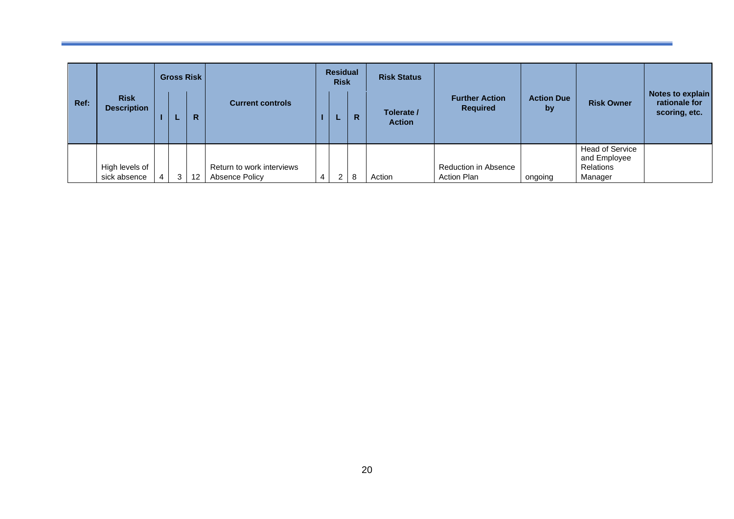| Ref: | Risk Description | Gross Risk | | | Current controls | Residual Risk | | | Risk Status | Further Action Required | Action Due by | Risk Owner | Notes to explain rationale for scoring, etc. |
|---|---|---|---|---|---|---|---|---|---|---|---|---|---|
| | | I | L | R | | I | L | R | Tolerate / Action | | | | |
| | High levels of sick absence | 4 | 3 | 12 | Return to work interviews Absence Policy | 4 | 2 | 8 | Action | Reduction in Absence Action Plan | ongoing | Head of Service and Employee Relations Manager | |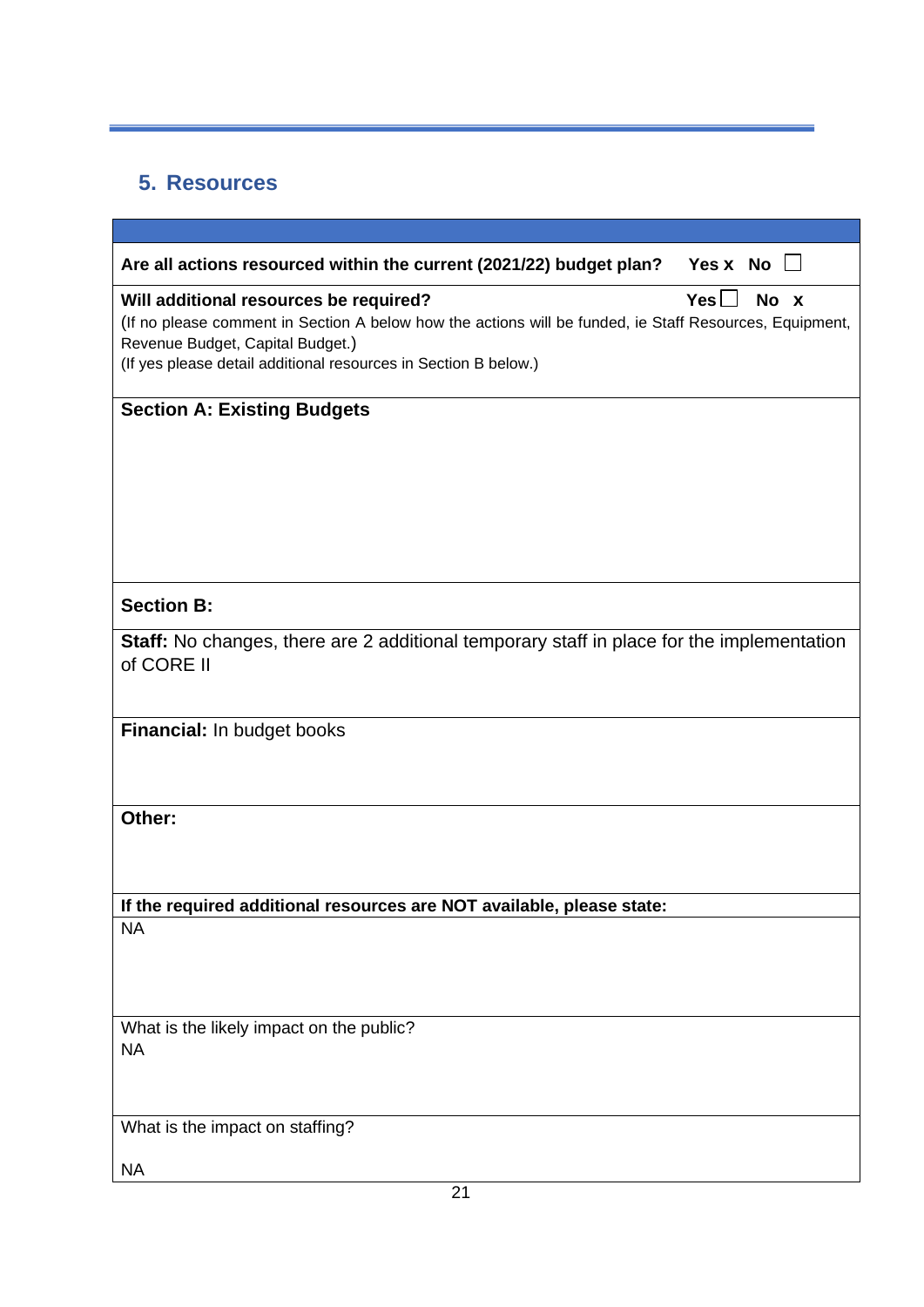## 5. Resources

| |
|---|
| **Are all actions resourced within the current (2021/22) budget plan?** **Yes x No** ☐ |
| **Will additional resources be required?** **Yes** ☐ **No x**<br>(If no please comment in Section A below how the actions will be funded, ie Staff Resources, Equipment, Revenue Budget, Capital Budget.)<br>(If yes please detail additional resources in Section B below.) |
| **Section A: Existing Budgets** |
| **Section B:** |
| **Staff:** No changes, there are 2 additional temporary staff in place for the implementation of CORE II |
| **Financial:** In budget books |
| **Other:** |
| **If the required additional resources are NOT available, please state:** |
| NA |
| What is the likely impact on the public?<br>NA |
| What is the impact on staffing?<br>NA |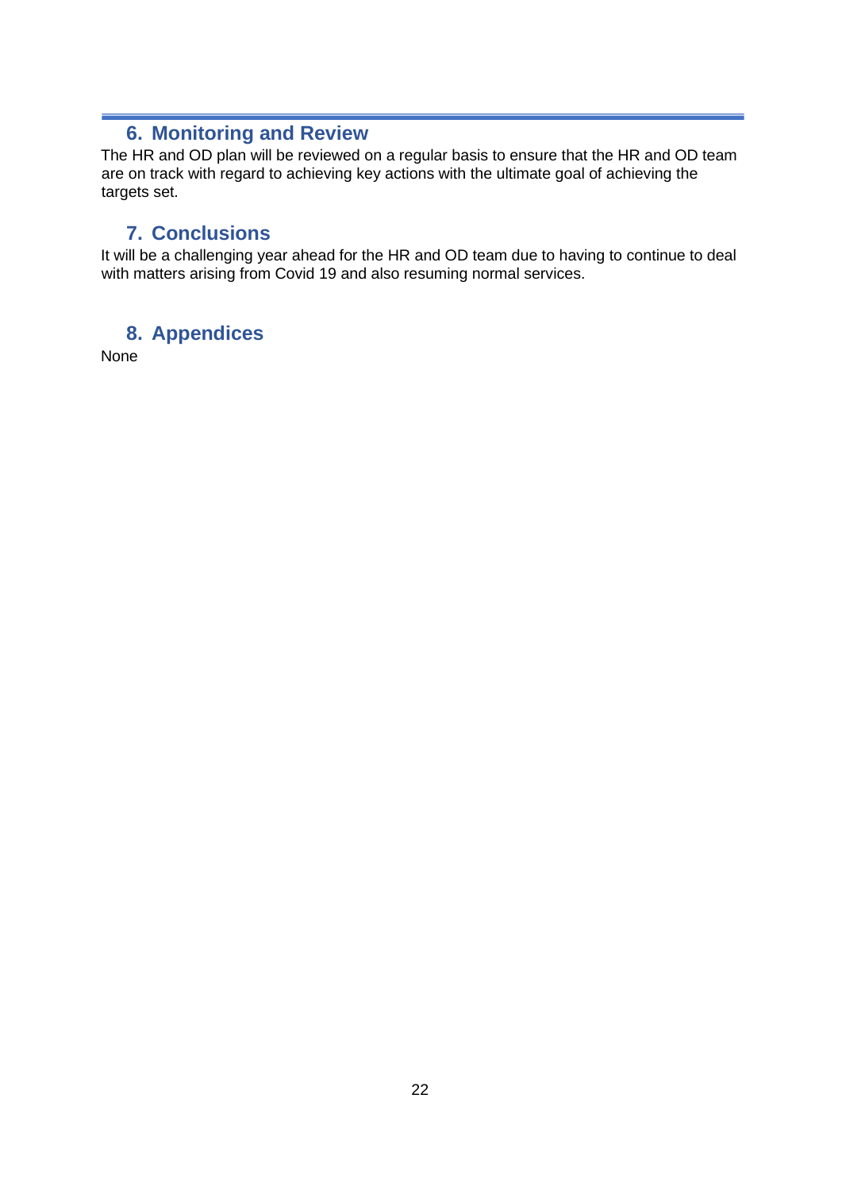## 6. Monitoring and Review

The HR and OD plan will be reviewed on a regular basis to ensure that the HR and OD team are on track with regard to achieving key actions with the ultimate goal of achieving the targets set.

## 7. Conclusions

It will be a challenging year ahead for the HR and OD team due to having to continue to deal with matters arising from Covid 19 and also resuming normal services.

## 8. Appendices

None